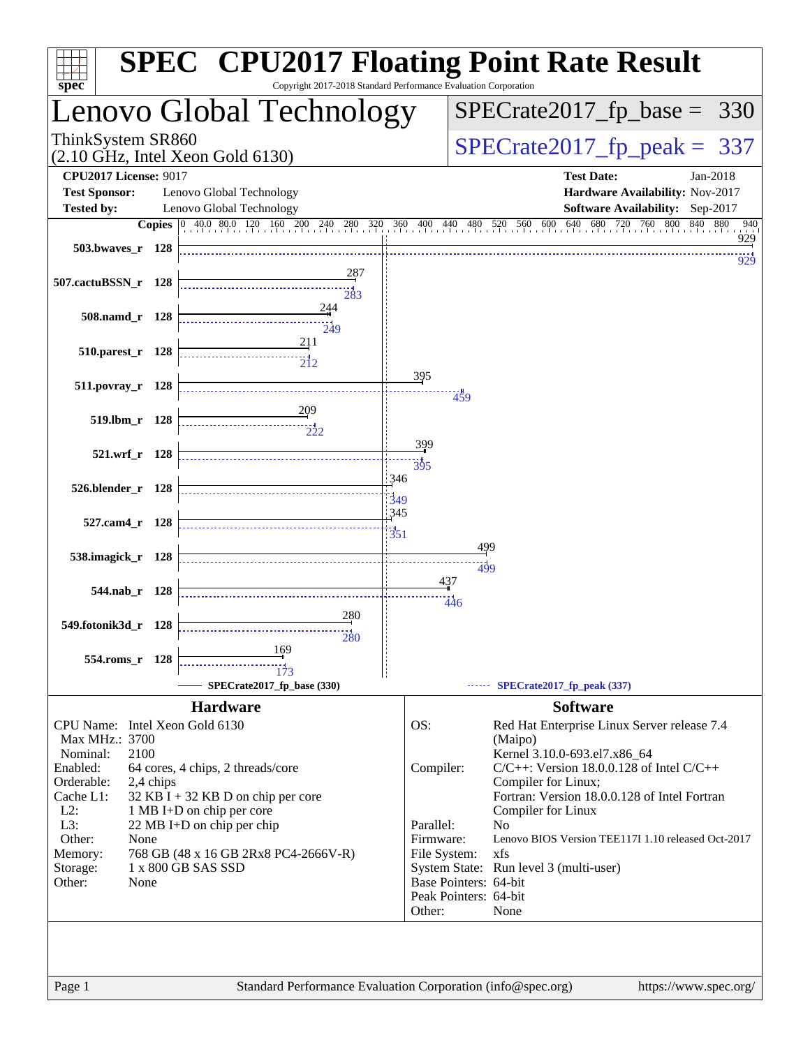# SPEC CPU2017 Floating Point Rate Result

Copyright 2017-2018 Standard Performance Evaluation Corporation

## Lenovo Global Technology

ThinkSystem SR860
(2.10 GHz, Intel Xeon Gold 6130)

SPECrate2017_fp_base = 330

SPECrate2017_fp_peak = 337

| | | | |
|---|---|---|---|
| **CPU2017 License:** | 9017 | **Test Date:** | Jan-2018 |
| **Test Sponsor:** | Lenovo Global Technology | **Hardware Availability:** | Nov-2017 |
| **Tested by:** | Lenovo Global Technology | **Software Availability:** | Sep-2017 |

Copies 0 40.0 80.0 120 160 200 240 280 320 360 400 440 480 520 560 600 640 680 720 760 800 840 880 940

503.bwaves_r 128 929 929
507.cactuBSSN_r 128 287 283
508.namd_r 128 244 249
510.parest_r 128 211 212
511.povray_r 128 395 459
519.lbm_r 128 209 222
521.wrf_r 128 399 395
526.blender_r 128 346 349
527.cam4_r 128 345 351
538.imagick_r 128 499 499
544.nab_r 128 437 446
549.fotonik3d_r 128 280 280
554.roms_r 128 169 173

SPECrate2017_fp_base (330)
SPECrate2017_fp_peak (337)

### Hardware

| | |
|---|---|
| CPU Name: | Intel Xeon Gold 6130 |
| Max MHz.: | 3700 |
| Nominal: | 2100 |
| Enabled: | 64 cores, 4 chips, 2 threads/core |
| Orderable: | 2,4 chips |
| Cache L1: | 32 KB I + 32 KB D on chip per core |
| L2: | 1 MB I+D on chip per core |
| L3: | 22 MB I+D on chip per chip |
| Other: | None |
| Memory: | 768 GB (48 x 16 GB 2Rx8 PC4-2666V-R) |
| Storage: | 1 x 800 GB SAS SSD |
| Other: | None |

### Software

| | |
|---|---|
| OS: | Red Hat Enterprise Linux Server release 7.4 (Maipo) Kernel 3.10.0-693.el7.x86_64 |
| Compiler: | C/C++: Version 18.0.0.128 of Intel C/C++ Compiler for Linux; Fortran: Version 18.0.0.128 of Intel Fortran Compiler for Linux |
| Parallel: | No |
| Firmware: | Lenovo BIOS Version TEE117I 1.10 released Oct-2017 |
| File System: | xfs |
| System State: | Run level 3 (multi-user) |
| Base Pointers: | 64-bit |
| Peak Pointers: | 64-bit |
| Other: | None |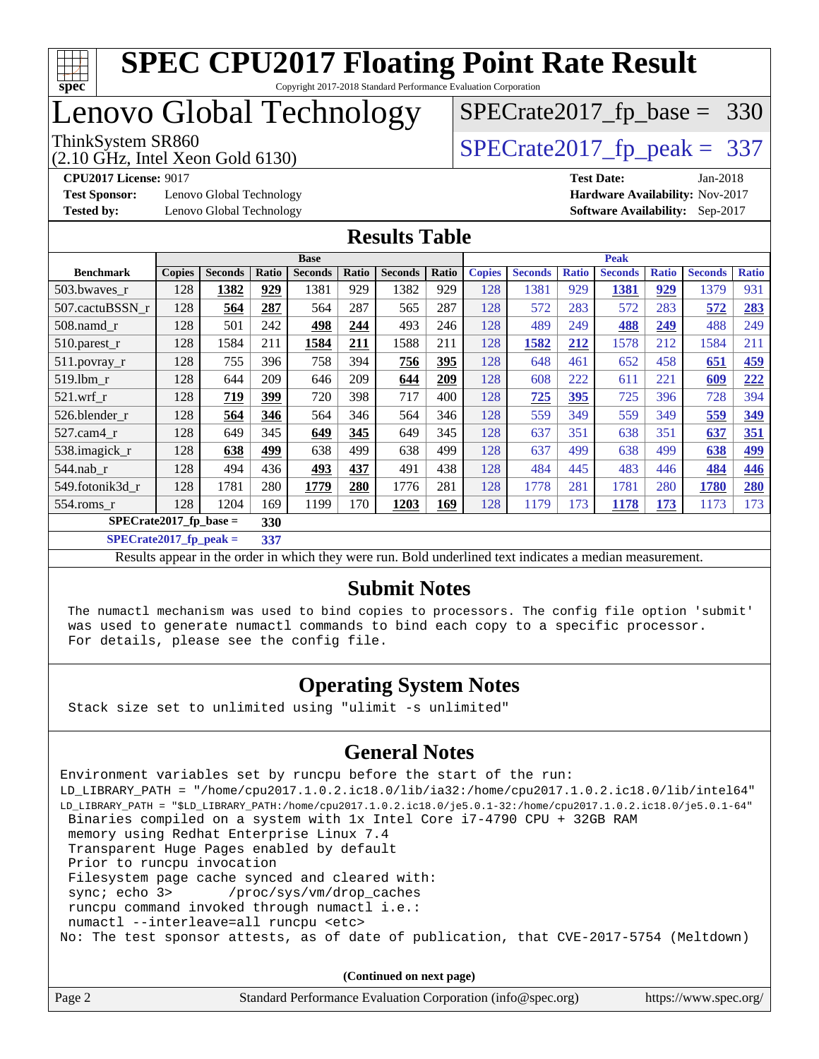# SPEC CPU2017 Floating Point Rate Result

Copyright 2017-2018 Standard Performance Evaluation Corporation

# Lenovo Global Technology

ThinkSystem SR860
(2.10 GHz, Intel Xeon Gold 6130)

SPECrate2017_fp_base = 330

SPECrate2017_fp_peak = 337

**CPU2017 License:** 9017
**Test Sponsor:** Lenovo Global Technology
**Tested by:** Lenovo Global Technology

**Test Date:** Jan-2018
**Hardware Availability:** Nov-2017
**Software Availability:** Sep-2017

## Results Table

| | Base | | | | | | | Peak | | | | | | |
|---|---|---|---|---|---|---|---|---|---|---|---|---|---|---|
| **Benchmark** | **Copies** | **Seconds** | **Ratio** | **Seconds** | **Ratio** | **Seconds** | **Ratio** | **Copies** | **Seconds** | **Ratio** | **Seconds** | **Ratio** | **Seconds** | **Ratio** |
| 503.bwaves_r | 128 | **1382** | **929** | 1381 | 929 | 1382 | 929 | 128 | 1381 | 929 | **1381** | **929** | 1379 | 931 |
| 507.cactuBSSN_r | 128 | **564** | **287** | 564 | 287 | 565 | 287 | 128 | 572 | 283 | 572 | 283 | **572** | **283** |
| 508.namd_r | 128 | 501 | 242 | **498** | **244** | 493 | 246 | 128 | 489 | 249 | **488** | **249** | 488 | 249 |
| 510.parest_r | 128 | 1584 | 211 | **1584** | **211** | 1588 | 211 | 128 | **1582** | **212** | 1578 | 212 | 1584 | 211 |
| 511.povray_r | 128 | 755 | 396 | 758 | 394 | **756** | **395** | 128 | 648 | 461 | 652 | 458 | **651** | **459** |
| 519.lbm_r | 128 | 644 | 209 | 646 | 209 | **644** | **209** | 128 | 608 | 222 | 611 | 221 | **609** | **222** |
| 521.wrf_r | 128 | **719** | **399** | 720 | 398 | 717 | 400 | 128 | **725** | **395** | 725 | 396 | 728 | 394 |
| 526.blender_r | 128 | **564** | **346** | 564 | 346 | 564 | 346 | 128 | 559 | 349 | 559 | 349 | **559** | **349** |
| 527.cam4_r | 128 | 649 | 345 | **649** | **345** | 649 | 345 | 128 | 637 | 351 | 638 | 351 | **637** | **351** |
| 538.imagick_r | 128 | **638** | **499** | 638 | 499 | 638 | 499 | 128 | 637 | 499 | 638 | 499 | **638** | **499** |
| 544.nab_r | 128 | 494 | 436 | **493** | **437** | 491 | 438 | 128 | 484 | 445 | 483 | 446 | **484** | **446** |
| 549.fotonik3d_r | 128 | 1781 | 280 | **1779** | **280** | 1776 | 281 | 128 | 1778 | 281 | 1781 | 280 | **1780** | **280** |
| 554.roms_r | 128 | 1204 | 169 | 1199 | 170 | **1203** | **169** | 128 | 1179 | 173 | **1178** | **173** | 1173 | 173 |

**SPECrate2017_fp_base = 330**

**SPECrate2017_fp_peak = 337**

Results appear in the order in which they were run. Bold underlined text indicates a median measurement.

## Submit Notes

```
The numactl mechanism was used to bind copies to processors. The config file option 'submit'
was used to generate numactl commands to bind each copy to a specific processor.
For details, please see the config file.
```

## Operating System Notes

```
Stack size set to unlimited using "ulimit -s unlimited"
```

## General Notes

```
Environment variables set by runcpu before the start of the run:
LD_LIBRARY_PATH = "/home/cpu2017.1.0.2.ic18.0/lib/ia32:/home/cpu2017.1.0.2.ic18.0/lib/intel64"
LD_LIBRARY_PATH = "$LD_LIBRARY_PATH:/home/cpu2017.1.0.2.ic18.0/je5.0.1-32:/home/cpu2017.1.0.2.ic18.0/je5.0.1-64"
 Binaries compiled on a system with 1x Intel Core i7-4790 CPU + 32GB RAM
 memory using Redhat Enterprise Linux 7.4
 Transparent Huge Pages enabled by default
 Prior to runcpu invocation
 Filesystem page cache synced and cleared with:
 sync; echo 3>       /proc/sys/vm/drop_caches
 runcpu command invoked through numactl i.e.:
 numactl --interleave=all runcpu <etc>
No: The test sponsor attests, as of date of publication, that CVE-2017-5754 (Meltdown)
```

**(Continued on next page)**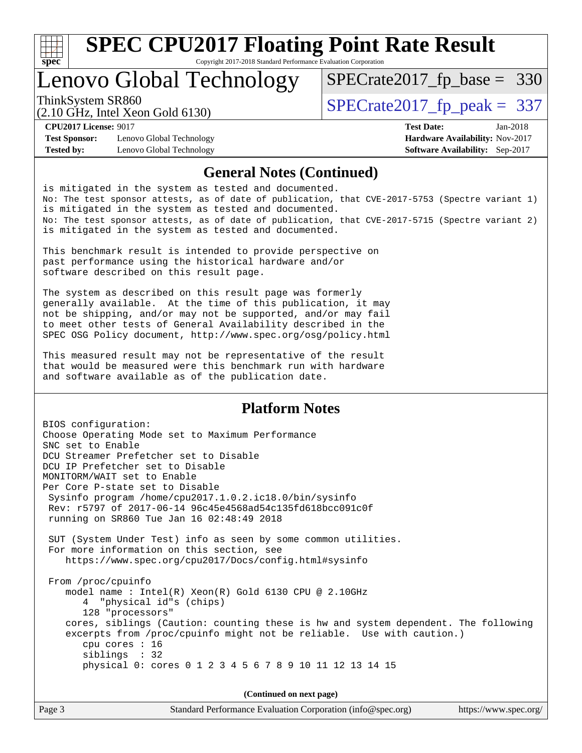# SPEC CPU2017 Floating Point Rate Result

Copyright 2017-2018 Standard Performance Evaluation Corporation

## Lenovo Global Technology

ThinkSystem SR860
(2.10 GHz, Intel Xeon Gold 6130)

SPECrate2017_fp_base = 330

SPECrate2017_fp_peak = 337

**CPU2017 License:** 9017
**Test Sponsor:** Lenovo Global Technology
**Tested by:** Lenovo Global Technology

**Test Date:** Jan-2018
**Hardware Availability:** Nov-2017
**Software Availability:** Sep-2017

### General Notes (Continued)

```
is mitigated in the system as tested and documented.
No: The test sponsor attests, as of date of publication, that CVE-2017-5753 (Spectre variant 1)
is mitigated in the system as tested and documented.
No: The test sponsor attests, as of date of publication, that CVE-2017-5715 (Spectre variant 2)
is mitigated in the system as tested and documented.

This benchmark result is intended to provide perspective on
past performance using the historical hardware and/or
software described on this result page.

The system as described on this result page was formerly
generally available.  At the time of this publication, it may
not be shipping, and/or may not be supported, and/or may fail
to meet other tests of General Availability described in the
SPEC OSG Policy document, http://www.spec.org/osg/policy.html

This measured result may not be representative of the result
that would be measured were this benchmark run with hardware
and software available as of the publication date.
```

### Platform Notes

```
BIOS configuration:
Choose Operating Mode set to Maximum Performance
SNC set to Enable
DCU Streamer Prefetcher set to Disable
DCU IP Prefetcher set to Disable
MONITORM/WAIT set to Enable
Per Core P-state set to Disable
 Sysinfo program /home/cpu2017.1.0.2.ic18.0/bin/sysinfo
 Rev: r5797 of 2017-06-14 96c45e4568ad54c135fd618bcc091c0f
 running on SR860 Tue Jan 16 02:48:49 2018

 SUT (System Under Test) info as seen by some common utilities.
 For more information on this section, see
    https://www.spec.org/cpu2017/Docs/config.html#sysinfo

 From /proc/cpuinfo
    model name : Intel(R) Xeon(R) Gold 6130 CPU @ 2.10GHz
       4  "physical id"s (chips)
       128 "processors"
    cores, siblings (Caution: counting these is hw and system dependent. The following
    excerpts from /proc/cpuinfo might not be reliable.  Use with caution.)
       cpu cores : 16
       siblings  : 32
       physical 0: cores 0 1 2 3 4 5 6 7 8 9 10 11 12 13 14 15
```

(Continued on next page)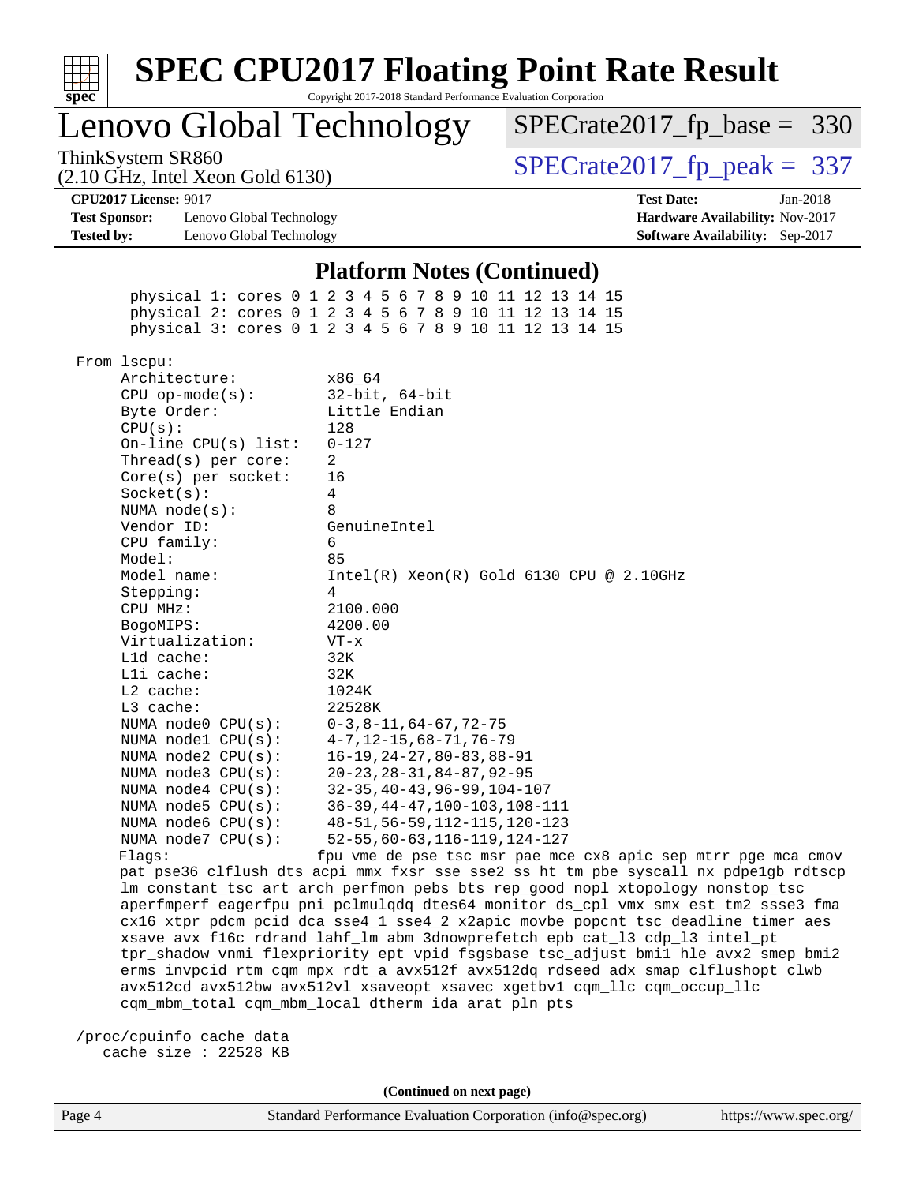# SPEC CPU2017 Floating Point Rate Result

Copyright 2017-2018 Standard Performance Evaluation Corporation

**Lenovo Global Technology**

ThinkSystem SR860
(2.10 GHz, Intel Xeon Gold 6130)

SPECrate2017_fp_base = 330

SPECrate2017_fp_peak = 337

**CPU2017 License:** 9017
**Test Sponsor:** Lenovo Global Technology
**Tested by:** Lenovo Global Technology

**Test Date:** Jan-2018
**Hardware Availability:** Nov-2017
**Software Availability:** Sep-2017

## Platform Notes (Continued)

```
       physical 1: cores 0 1 2 3 4 5 6 7 8 9 10 11 12 13 14 15
       physical 2: cores 0 1 2 3 4 5 6 7 8 9 10 11 12 13 14 15
       physical 3: cores 0 1 2 3 4 5 6 7 8 9 10 11 12 13 14 15

 From lscpu:
      Architecture:          x86_64
      CPU op-mode(s):        32-bit, 64-bit
      Byte Order:            Little Endian
      CPU(s):                128
      On-line CPU(s) list:   0-127
      Thread(s) per core:    2
      Core(s) per socket:    16
      Socket(s):             4
      NUMA node(s):          8
      Vendor ID:             GenuineIntel
      CPU family:            6
      Model:                 85
      Model name:            Intel(R) Xeon(R) Gold 6130 CPU @ 2.10GHz
      Stepping:              4
      CPU MHz:               2100.000
      BogoMIPS:              4200.00
      Virtualization:        VT-x
      L1d cache:             32K
      L1i cache:             32K
      L2 cache:              1024K
      L3 cache:              22528K
      NUMA node0 CPU(s):     0-3,8-11,64-67,72-75
      NUMA node1 CPU(s):     4-7,12-15,68-71,76-79
      NUMA node2 CPU(s):     16-19,24-27,80-83,88-91
      NUMA node3 CPU(s):     20-23,28-31,84-87,92-95
      NUMA node4 CPU(s):     32-35,40-43,96-99,104-107
      NUMA node5 CPU(s):     36-39,44-47,100-103,108-111
      NUMA node6 CPU(s):     48-51,56-59,112-115,120-123
      NUMA node7 CPU(s):     52-55,60-63,116-119,124-127
      Flags:                fpu vme de pse tsc msr pae mce cx8 apic sep mtrr pge mca cmov
      pat pse36 clflush dts acpi mmx fxsr sse sse2 ss ht tm pbe syscall nx pdpe1gb rdtscp
      lm constant_tsc art arch_perfmon pebs bts rep_good nopl xtopology nonstop_tsc
      aperfmperf eagerfpu pni pclmulqdq dtes64 monitor ds_cpl vmx smx est tm2 ssse3 fma
      cx16 xtpr pdcm pcid dca sse4_1 sse4_2 x2apic movbe popcnt tsc_deadline_timer aes
      xsave avx f16c rdrand lahf_lm abm 3dnowprefetch epb cat_l3 cdp_l3 intel_pt
      tpr_shadow vnmi flexpriority ept vpid fsgsbase tsc_adjust bmi1 hle avx2 smep bmi2
      erms invpcid rtm cqm mpx rdt_a avx512f avx512dq rdseed adx smap clflushopt clwb
      avx512cd avx512bw avx512vl xsaveopt xsavec xgetbv1 cqm_llc cqm_occup_llc
      cqm_mbm_total cqm_mbm_local dtherm ida arat pln pts

 /proc/cpuinfo cache data
    cache size : 22528 KB
```

(Continued on next page)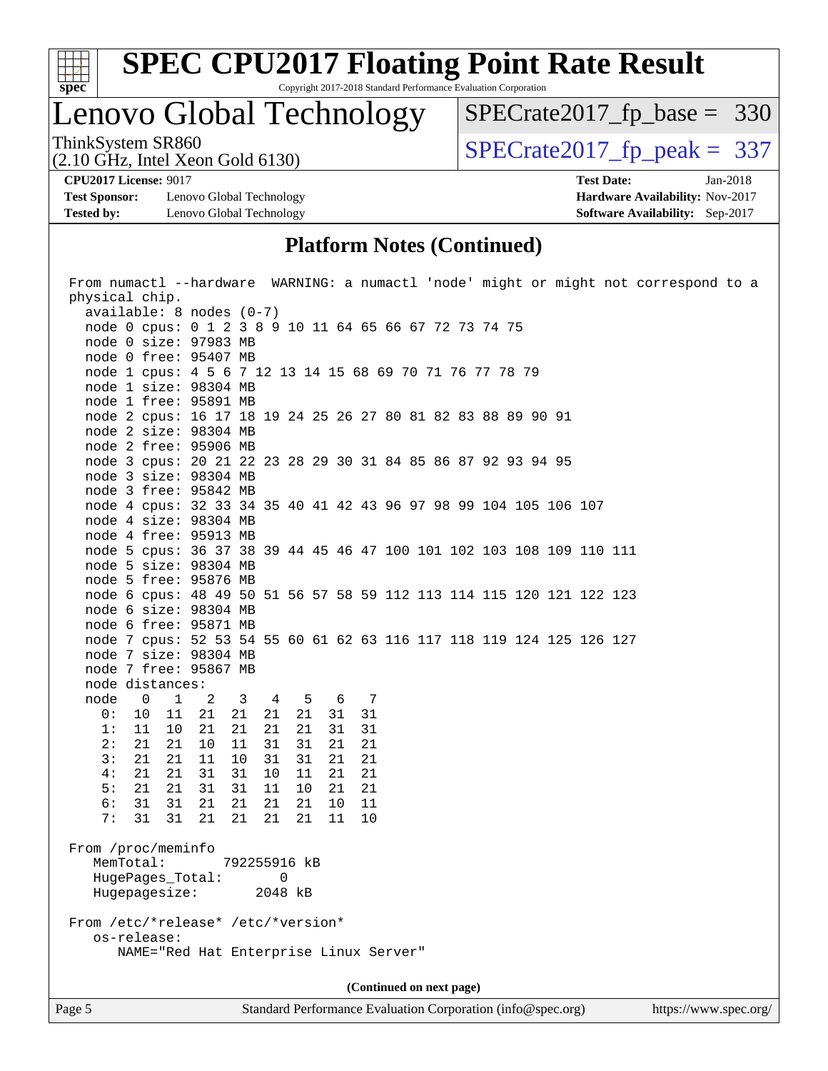## Platform Notes (Continued)

```
From numactl --hardware  WARNING: a numactl 'node' might or might not correspond to a
physical chip.
  available: 8 nodes (0-7)
  node 0 cpus: 0 1 2 3 8 9 10 11 64 65 66 67 72 73 74 75
  node 0 size: 97983 MB
  node 0 free: 95407 MB
  node 1 cpus: 4 5 6 7 12 13 14 15 68 69 70 71 76 77 78 79
  node 1 size: 98304 MB
  node 1 free: 95891 MB
  node 2 cpus: 16 17 18 19 24 25 26 27 80 81 82 83 88 89 90 91
  node 2 size: 98304 MB
  node 2 free: 95906 MB
  node 3 cpus: 20 21 22 23 28 29 30 31 84 85 86 87 92 93 94 95
  node 3 size: 98304 MB
  node 3 free: 95842 MB
  node 4 cpus: 32 33 34 35 40 41 42 43 96 97 98 99 104 105 106 107
  node 4 size: 98304 MB
  node 4 free: 95913 MB
  node 5 cpus: 36 37 38 39 44 45 46 47 100 101 102 103 108 109 110 111
  node 5 size: 98304 MB
  node 5 free: 95876 MB
  node 6 cpus: 48 49 50 51 56 57 58 59 112 113 114 115 120 121 122 123
  node 6 size: 98304 MB
  node 6 free: 95871 MB
  node 7 cpus: 52 53 54 55 60 61 62 63 116 117 118 119 124 125 126 127
  node 7 size: 98304 MB
  node 7 free: 95867 MB
  node distances:
  node   0   1   2   3   4   5   6   7
    0:  10  11  21  21  21  21  31  31
    1:  11  10  21  21  21  21  31  31
    2:  21  21  10  11  31  31  21  21
    3:  21  21  11  10  31  31  21  21
    4:  21  21  31  31  10  11  21  21
    5:  21  21  31  31  11  10  21  21
    6:  31  31  21  21  21  21  10  11
    7:  31  31  21  21  21  21  11  10

From /proc/meminfo
   MemTotal:       792255916 kB
   HugePages_Total:       0
   Hugepagesize:       2048 kB

From /etc/*release* /etc/*version*
   os-release:
      NAME="Red Hat Enterprise Linux Server"
```

(Continued on next page)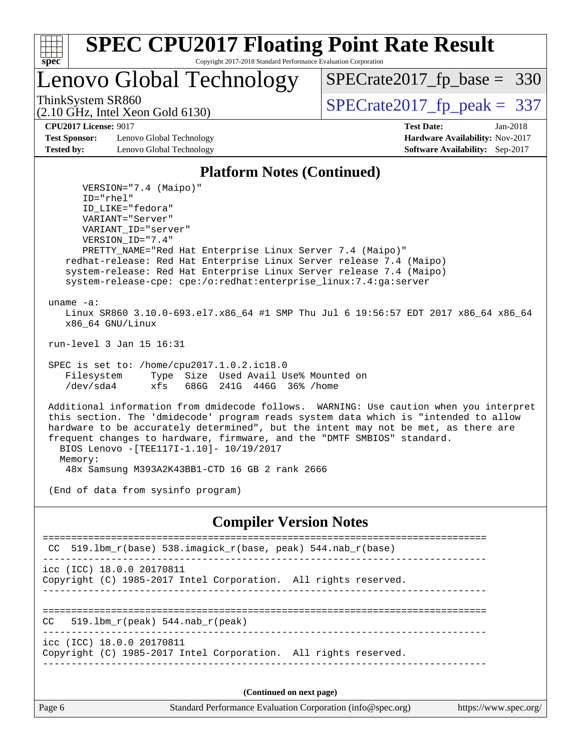## Platform Notes (Continued)

```
        VERSION="7.4 (Maipo)"
        ID="rhel"
        ID_LIKE="fedora"
        VARIANT="Server"
        VARIANT_ID="server"
        VERSION_ID="7.4"
        PRETTY_NAME="Red Hat Enterprise Linux Server 7.4 (Maipo)"
     redhat-release: Red Hat Enterprise Linux Server release 7.4 (Maipo)
     system-release: Red Hat Enterprise Linux Server release 7.4 (Maipo)
     system-release-cpe: cpe:/o:redhat:enterprise_linux:7.4:ga:server

  uname -a:
     Linux SR860 3.10.0-693.el7.x86_64 #1 SMP Thu Jul 6 19:56:57 EDT 2017 x86_64 x86_64
     x86_64 GNU/Linux

  run-level 3 Jan 15 16:31

  SPEC is set to: /home/cpu2017.1.0.2.ic18.0
     Filesystem     Type  Size  Used Avail Use% Mounted on
     /dev/sda4      xfs   686G  241G  446G  36% /home

  Additional information from dmidecode follows.  WARNING: Use caution when you interpret
  this section. The 'dmidecode' program reads system data which is "intended to allow
  hardware to be accurately determined", but the intent may not be met, as there are
  frequent changes to hardware, firmware, and the "DMTF SMBIOS" standard.
    BIOS Lenovo -[TEE117I-1.10]- 10/19/2017
    Memory:
     48x Samsung M393A2K43BB1-CTD 16 GB 2 rank 2666

  (End of data from sysinfo program)
```

## Compiler Version Notes

```
==============================================================================
 CC  519.lbm_r(base) 538.imagick_r(base, peak) 544.nab_r(base)
------------------------------------------------------------------------------
icc (ICC) 18.0.0 20170811
Copyright (C) 1985-2017 Intel Corporation.  All rights reserved.
------------------------------------------------------------------------------

==============================================================================
CC   519.lbm_r(peak) 544.nab_r(peak)
------------------------------------------------------------------------------
icc (ICC) 18.0.0 20170811
Copyright (C) 1985-2017 Intel Corporation.  All rights reserved.
------------------------------------------------------------------------------
```

(Continued on next page)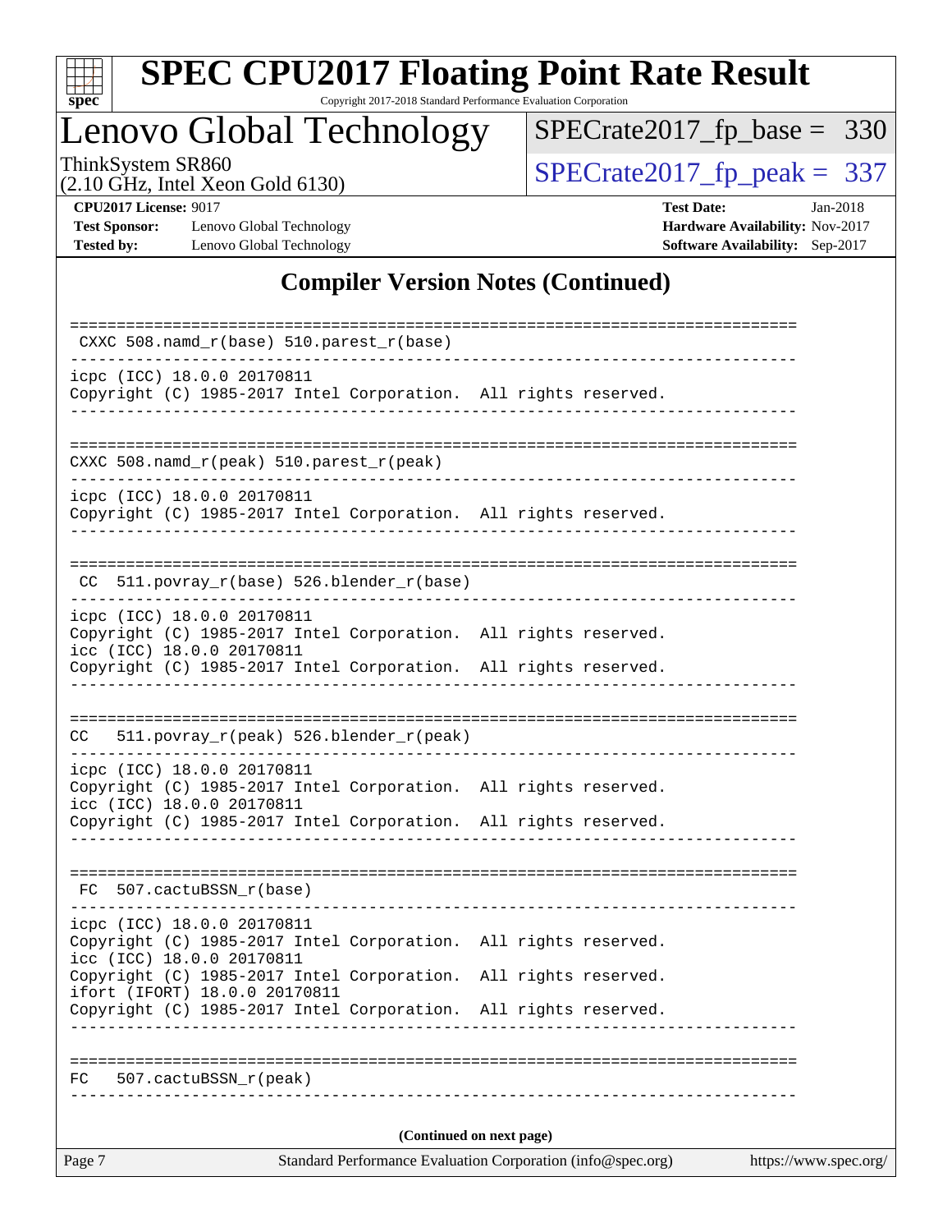# SPEC CPU2017 Floating Point Rate Result

Copyright 2017-2018 Standard Performance Evaluation Corporation

## Lenovo Global Technology

ThinkSystem SR860
(2.10 GHz, Intel Xeon Gold 6130)

SPECrate2017_fp_base = 330

SPECrate2017_fp_peak = 337

**CPU2017 License:** 9017
**Test Sponsor:** Lenovo Global Technology
**Tested by:** Lenovo Global Technology

**Test Date:** Jan-2018
**Hardware Availability:** Nov-2017
**Software Availability:** Sep-2017

### Compiler Version Notes (Continued)

```
==============================================================================
 CXXC 508.namd_r(base) 510.parest_r(base)
------------------------------------------------------------------------------
icpc (ICC) 18.0.0 20170811
Copyright (C) 1985-2017 Intel Corporation.  All rights reserved.
------------------------------------------------------------------------------

==============================================================================
CXXC 508.namd_r(peak) 510.parest_r(peak)
------------------------------------------------------------------------------
icpc (ICC) 18.0.0 20170811
Copyright (C) 1985-2017 Intel Corporation.  All rights reserved.
------------------------------------------------------------------------------

==============================================================================
 CC  511.povray_r(base) 526.blender_r(base)
------------------------------------------------------------------------------
icpc (ICC) 18.0.0 20170811
Copyright (C) 1985-2017 Intel Corporation.  All rights reserved.
icc (ICC) 18.0.0 20170811
Copyright (C) 1985-2017 Intel Corporation.  All rights reserved.
------------------------------------------------------------------------------

==============================================================================
CC   511.povray_r(peak) 526.blender_r(peak)
------------------------------------------------------------------------------
icpc (ICC) 18.0.0 20170811
Copyright (C) 1985-2017 Intel Corporation.  All rights reserved.
icc (ICC) 18.0.0 20170811
Copyright (C) 1985-2017 Intel Corporation.  All rights reserved.
------------------------------------------------------------------------------

==============================================================================
 FC  507.cactuBSSN_r(base)
------------------------------------------------------------------------------
icpc (ICC) 18.0.0 20170811
Copyright (C) 1985-2017 Intel Corporation.  All rights reserved.
icc (ICC) 18.0.0 20170811
Copyright (C) 1985-2017 Intel Corporation.  All rights reserved.
ifort (IFORT) 18.0.0 20170811
Copyright (C) 1985-2017 Intel Corporation.  All rights reserved.
------------------------------------------------------------------------------

==============================================================================
FC   507.cactuBSSN_r(peak)
------------------------------------------------------------------------------
```

(Continued on next page)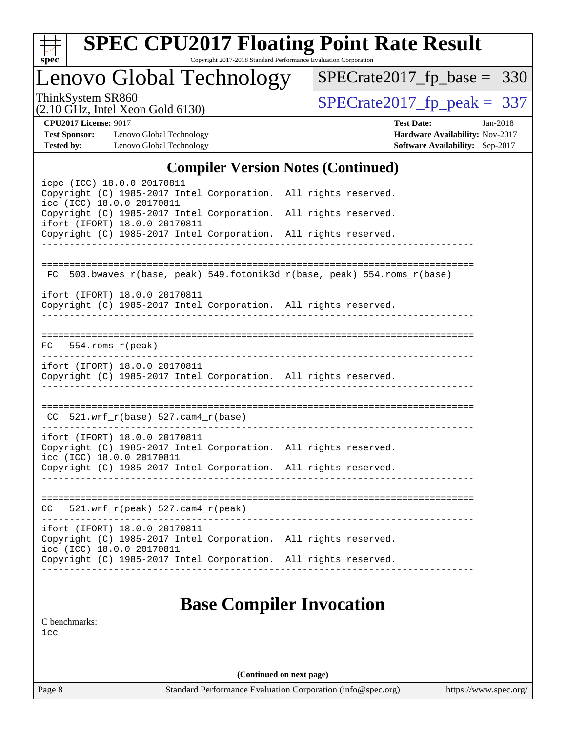## Compiler Version Notes (Continued)

```
icpc (ICC) 18.0.0 20170811
Copyright (C) 1985-2017 Intel Corporation.  All rights reserved.
icc (ICC) 18.0.0 20170811
Copyright (C) 1985-2017 Intel Corporation.  All rights reserved.
ifort (IFORT) 18.0.0 20170811
Copyright (C) 1985-2017 Intel Corporation.  All rights reserved.
------------------------------------------------------------------------------

==============================================================================
 FC  503.bwaves_r(base, peak) 549.fotonik3d_r(base, peak) 554.roms_r(base)
------------------------------------------------------------------------------
ifort (IFORT) 18.0.0 20170811
Copyright (C) 1985-2017 Intel Corporation.  All rights reserved.
------------------------------------------------------------------------------

==============================================================================
FC   554.roms_r(peak)
------------------------------------------------------------------------------
ifort (IFORT) 18.0.0 20170811
Copyright (C) 1985-2017 Intel Corporation.  All rights reserved.
------------------------------------------------------------------------------

==============================================================================
 CC  521.wrf_r(base) 527.cam4_r(base)
------------------------------------------------------------------------------
ifort (IFORT) 18.0.0 20170811
Copyright (C) 1985-2017 Intel Corporation.  All rights reserved.
icc (ICC) 18.0.0 20170811
Copyright (C) 1985-2017 Intel Corporation.  All rights reserved.
------------------------------------------------------------------------------

==============================================================================
CC   521.wrf_r(peak) 527.cam4_r(peak)
------------------------------------------------------------------------------
ifort (IFORT) 18.0.0 20170811
Copyright (C) 1985-2017 Intel Corporation.  All rights reserved.
icc (ICC) 18.0.0 20170811
Copyright (C) 1985-2017 Intel Corporation.  All rights reserved.
------------------------------------------------------------------------------
```

## Base Compiler Invocation

C benchmarks:
icc

(Continued on next page)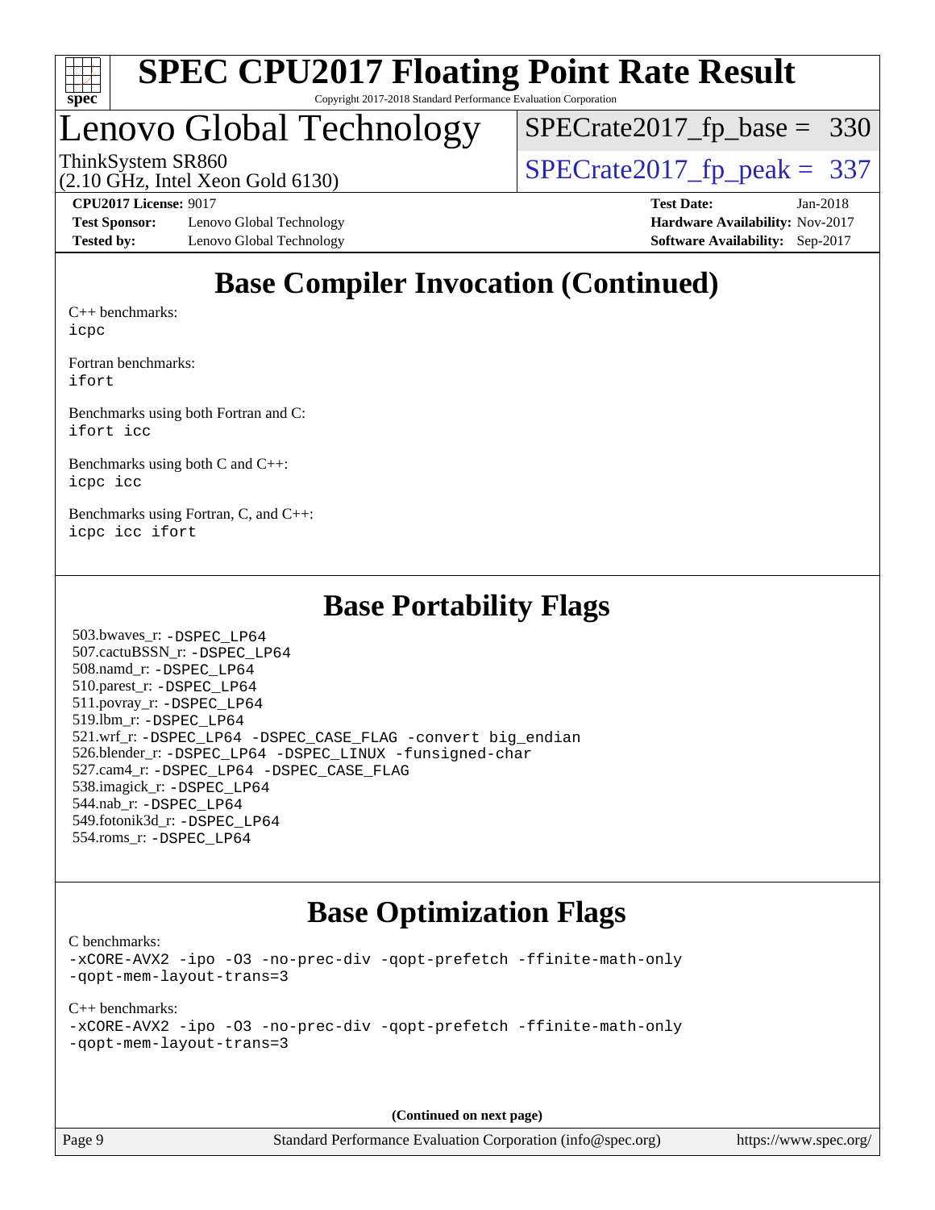## Base Compiler Invocation (Continued)

C++ benchmarks:
icpc

Fortran benchmarks:
ifort

Benchmarks using both Fortran and C:
ifort icc

Benchmarks using both C and C++:
icpc icc

Benchmarks using Fortran, C, and C++:
icpc icc ifort

## Base Portability Flags

503.bwaves_r: -DSPEC_LP64
507.cactuBSSN_r: -DSPEC_LP64
508.namd_r: -DSPEC_LP64
510.parest_r: -DSPEC_LP64
511.povray_r: -DSPEC_LP64
519.lbm_r: -DSPEC_LP64
521.wrf_r: -DSPEC_LP64 -DSPEC_CASE_FLAG -convert big_endian
526.blender_r: -DSPEC_LP64 -DSPEC_LINUX -funsigned-char
527.cam4_r: -DSPEC_LP64 -DSPEC_CASE_FLAG
538.imagick_r: -DSPEC_LP64
544.nab_r: -DSPEC_LP64
549.fotonik3d_r: -DSPEC_LP64
554.roms_r: -DSPEC_LP64

## Base Optimization Flags

C benchmarks:
-xCORE-AVX2 -ipo -O3 -no-prec-div -qopt-prefetch -ffinite-math-only
-qopt-mem-layout-trans=3

C++ benchmarks:
-xCORE-AVX2 -ipo -O3 -no-prec-div -qopt-prefetch -ffinite-math-only
-qopt-mem-layout-trans=3

(Continued on next page)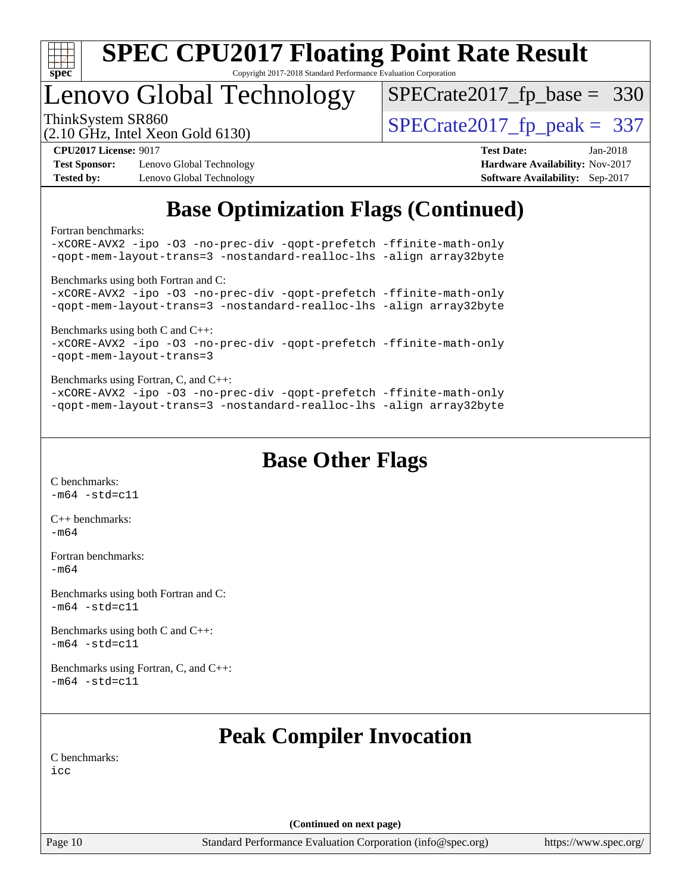# Base Optimization Flags (Continued)

Fortran benchmarks:
-xCORE-AVX2 -ipo -O3 -no-prec-div -qopt-prefetch -ffinite-math-only -qopt-mem-layout-trans=3 -nostandard-realloc-lhs -align array32byte

Benchmarks using both Fortran and C:
-xCORE-AVX2 -ipo -O3 -no-prec-div -qopt-prefetch -ffinite-math-only -qopt-mem-layout-trans=3 -nostandard-realloc-lhs -align array32byte

Benchmarks using both C and C++:
-xCORE-AVX2 -ipo -O3 -no-prec-div -qopt-prefetch -ffinite-math-only -qopt-mem-layout-trans=3

Benchmarks using Fortran, C, and C++:
-xCORE-AVX2 -ipo -O3 -no-prec-div -qopt-prefetch -ffinite-math-only -qopt-mem-layout-trans=3 -nostandard-realloc-lhs -align array32byte

# Base Other Flags

C benchmarks:
-m64 -std=c11

C++ benchmarks:
-m64

Fortran benchmarks:
-m64

Benchmarks using both Fortran and C:
-m64 -std=c11

Benchmarks using both C and C++:
-m64 -std=c11

Benchmarks using Fortran, C, and C++:
-m64 -std=c11

# Peak Compiler Invocation

C benchmarks:
icc

(Continued on next page)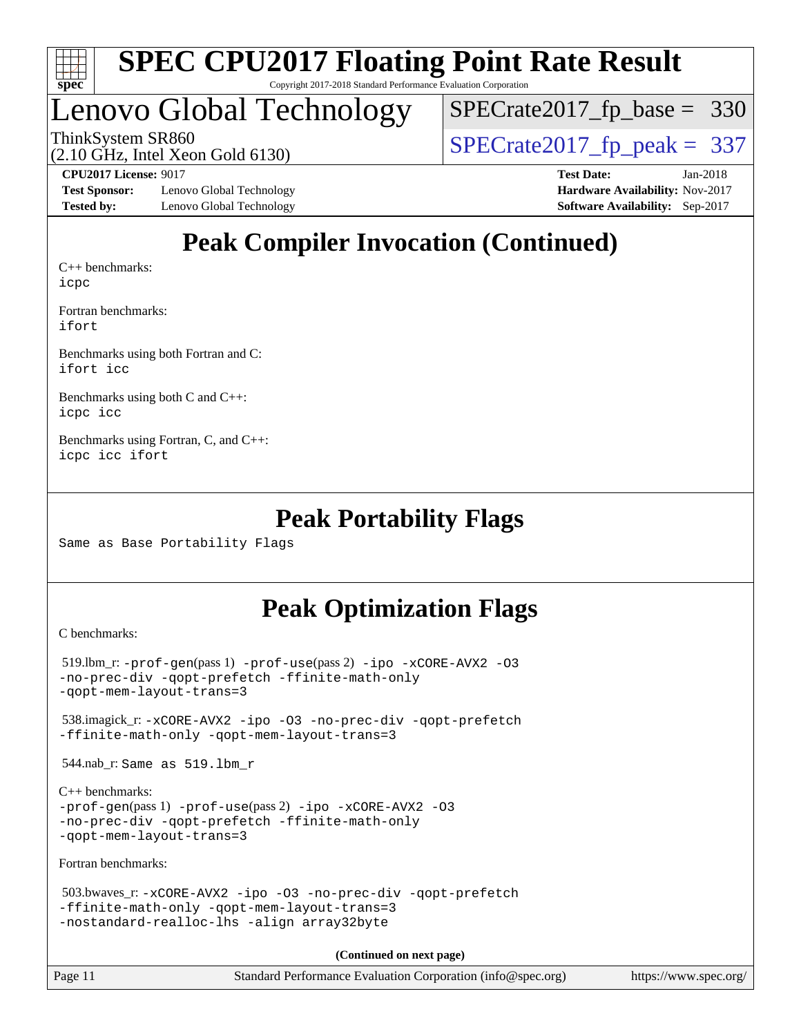## Peak Compiler Invocation (Continued)

C++ benchmarks:
icpc

Fortran benchmarks:
ifort

Benchmarks using both Fortran and C:
ifort icc

Benchmarks using both C and C++:
icpc icc

Benchmarks using Fortran, C, and C++:
icpc icc ifort

## Peak Portability Flags

Same as Base Portability Flags

## Peak Optimization Flags

C benchmarks:

519.lbm_r: -prof-gen(pass 1) -prof-use(pass 2) -ipo -xCORE-AVX2 -O3 -no-prec-div -qopt-prefetch -ffinite-math-only -qopt-mem-layout-trans=3

538.imagick_r: -xCORE-AVX2 -ipo -O3 -no-prec-div -qopt-prefetch -ffinite-math-only -qopt-mem-layout-trans=3

544.nab_r: Same as 519.lbm_r

C++ benchmarks:
-prof-gen(pass 1) -prof-use(pass 2) -ipo -xCORE-AVX2 -O3 -no-prec-div -qopt-prefetch -ffinite-math-only -qopt-mem-layout-trans=3

Fortran benchmarks:

503.bwaves_r: -xCORE-AVX2 -ipo -O3 -no-prec-div -qopt-prefetch -ffinite-math-only -qopt-mem-layout-trans=3 -nostandard-realloc-lhs -align array32byte

**(Continued on next page)**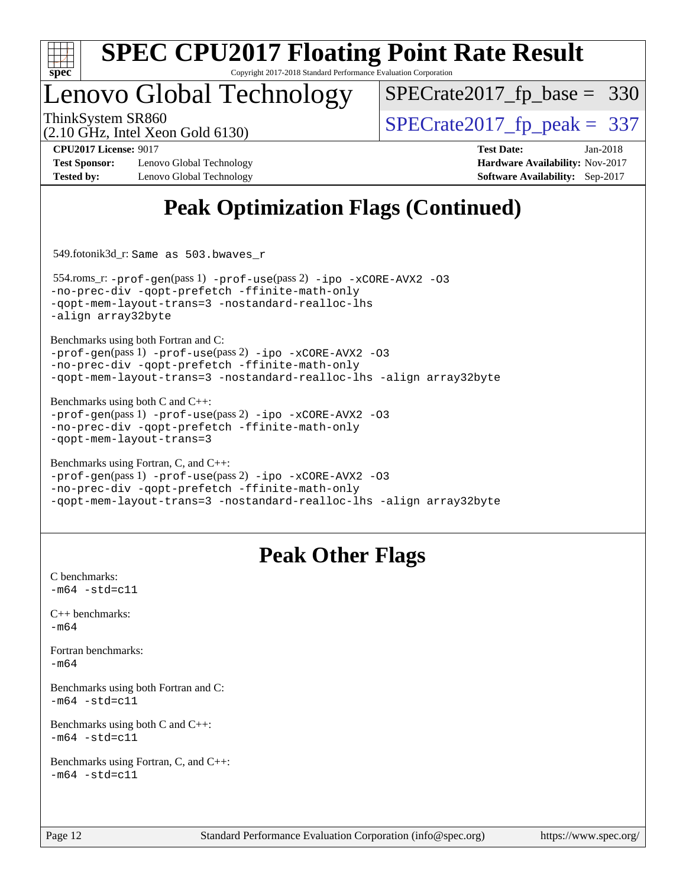# Peak Optimization Flags (Continued)

549.fotonik3d_r: Same as 503.bwaves_r

554.roms_r: -prof-gen(pass 1) -prof-use(pass 2) -ipo -xCORE-AVX2 -O3 -no-prec-div -qopt-prefetch -ffinite-math-only -qopt-mem-layout-trans=3 -nostandard-realloc-lhs -align array32byte

Benchmarks using both Fortran and C:
-prof-gen(pass 1) -prof-use(pass 2) -ipo -xCORE-AVX2 -O3 -no-prec-div -qopt-prefetch -ffinite-math-only -qopt-mem-layout-trans=3 -nostandard-realloc-lhs -align array32byte

Benchmarks using both C and C++:
-prof-gen(pass 1) -prof-use(pass 2) -ipo -xCORE-AVX2 -O3 -no-prec-div -qopt-prefetch -ffinite-math-only -qopt-mem-layout-trans=3

Benchmarks using Fortran, C, and C++:
-prof-gen(pass 1) -prof-use(pass 2) -ipo -xCORE-AVX2 -O3 -no-prec-div -qopt-prefetch -ffinite-math-only -qopt-mem-layout-trans=3 -nostandard-realloc-lhs -align array32byte

# Peak Other Flags

C benchmarks:
-m64 -std=c11

C++ benchmarks:
-m64

Fortran benchmarks:
-m64

Benchmarks using both Fortran and C:
-m64 -std=c11

Benchmarks using both C and C++:
-m64 -std=c11

Benchmarks using Fortran, C, and C++:
-m64 -std=c11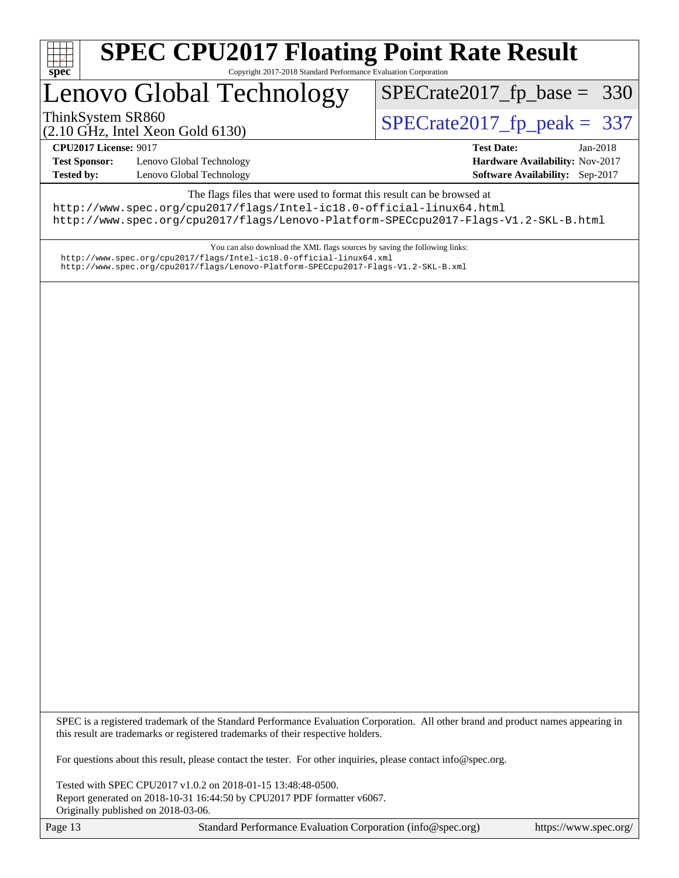The flags files that were used to format this result can be browsed at

http://www.spec.org/cpu2017/flags/Intel-ic18.0-official-linux64.html
http://www.spec.org/cpu2017/flags/Lenovo-Platform-SPECcpu2017-Flags-V1.2-SKL-B.html

You can also download the XML flags sources by saving the following links:

http://www.spec.org/cpu2017/flags/Intel-ic18.0-official-linux64.xml
http://www.spec.org/cpu2017/flags/Lenovo-Platform-SPECcpu2017-Flags-V1.2-SKL-B.xml

SPEC is a registered trademark of the Standard Performance Evaluation Corporation. All other brand and product names appearing in this result are trademarks or registered trademarks of their respective holders.

For questions about this result, please contact the tester. For other inquiries, please contact info@spec.org.

Tested with SPEC CPU2017 v1.0.2 on 2018-01-15 13:48:48-0500.
Report generated on 2018-10-31 16:44:50 by CPU2017 PDF formatter v6067.
Originally published on 2018-03-06.